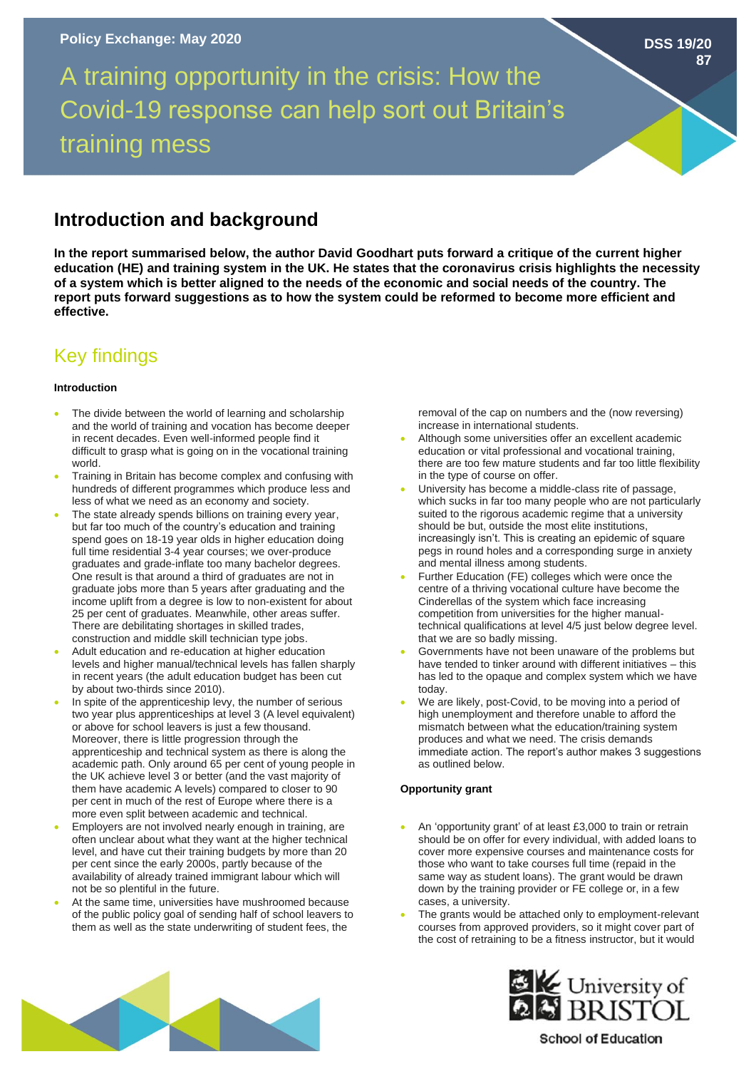Policy Exchange: May 2020

DSS 19/20 87

# A training opportunity in the crisis: How the Covid-19 response can help sort out Britain's training mess

## Introduction and background

**In the report summarised below, the author David Goodhart puts forward a critique of the current higher education (HE) and training system in the UK. He states that the coronavirus crisis highlights the necessity of a system which is better aligned to the needs of the economic and social needs of the country. The report puts forward suggestions as to how the system could be reformed to become more efficient and effective.**

## Key findings

#### Introduction

- The divide between the world of learning and scholarship and the world of training and vocation has become deeper in recent decades. Even well-informed people find it difficult to grasp what is going on in the vocational training world.
- Training in Britain has become complex and confusing with hundreds of different programmes which produce less and less of what we need as an economy and society.
- The state already spends billions on training every year, but far too much of the country's education and training spend goes on 18-19 year olds in higher education doing full time residential 3-4 year courses; we over-produce graduates and grade-inflate too many bachelor degrees. One result is that around a third of graduates are not in graduate jobs more than 5 years after graduating and the income uplift from a degree is low to non-existent for about 25 per cent of graduates. Meanwhile, other areas suffer. There are debilitating shortages in skilled trades, construction and middle skill technician type jobs.
- Adult education and re-education at higher education levels and higher manual/technical levels has fallen sharply in recent years (the adult education budget has been cut by about two-thirds since 2010).
- In spite of the apprenticeship levy, the number of serious two year plus apprenticeships at level 3 (A level equivalent) or above for school leavers is just a few thousand. Moreover, there is little progression through the apprenticeship and technical system as there is along the academic path. Only around 65 per cent of young people in the UK achieve level 3 or better (and the vast majority of them have academic A levels) compared to closer to 90 per cent in much of the rest of Europe where there is a more even split between academic and technical.
- Employers are not involved nearly enough in training, are often unclear about what they want at the higher technical level, and have cut their training budgets by more than 20 per cent since the early 2000s, partly because of the availability of already trained immigrant labour which will not be so plentiful in the future.
- At the same time, universities have mushroomed because of the public policy goal of sending half of school leavers to them as well as the state underwriting of student fees, the removal of the cap on numbers and the (now reversing) increase in international students.
- Although some universities offer an excellent academic education or vital professional and vocational training, there are too few mature students and far too little flexibility in the type of course on offer.
- University has become a middle-class rite of passage, which sucks in far too many people who are not particularly suited to the rigorous academic regime that a university should be but, outside the most elite institutions, increasingly isn't. This is creating an epidemic of square pegs in round holes and a corresponding surge in anxiety and mental illness among students.
- Further Education (FE) colleges which were once the centre of a thriving vocational culture have become the Cinderellas of the system which face increasing competition from universities for the higher manual-technical qualifications at level 4/5 just below degree level. that we are so badly missing.
- Governments have not been unaware of the problems but have tended to tinker around with different initiatives – this has led to the opaque and complex system which we have today.
- We are likely, post-Covid, to be moving into a period of high unemployment and therefore unable to afford the mismatch between what the education/training system produces and what we need. The crisis demands immediate action. The report's author makes 3 suggestions as outlined below.

#### Opportunity grant

- An 'opportunity grant' of at least £3,000 to train or retrain should be on offer for every individual, with added loans to cover more expensive courses and maintenance costs for those who want to take courses full time (repaid in the same way as student loans). The grant would be drawn down by the training provider or FE college or, in a few cases, a university.
- The grants would be attached only to employment-relevant courses from approved providers, so it might cover part of the cost of retraining to be a fitness instructor, but it would

University of Bristol School of Education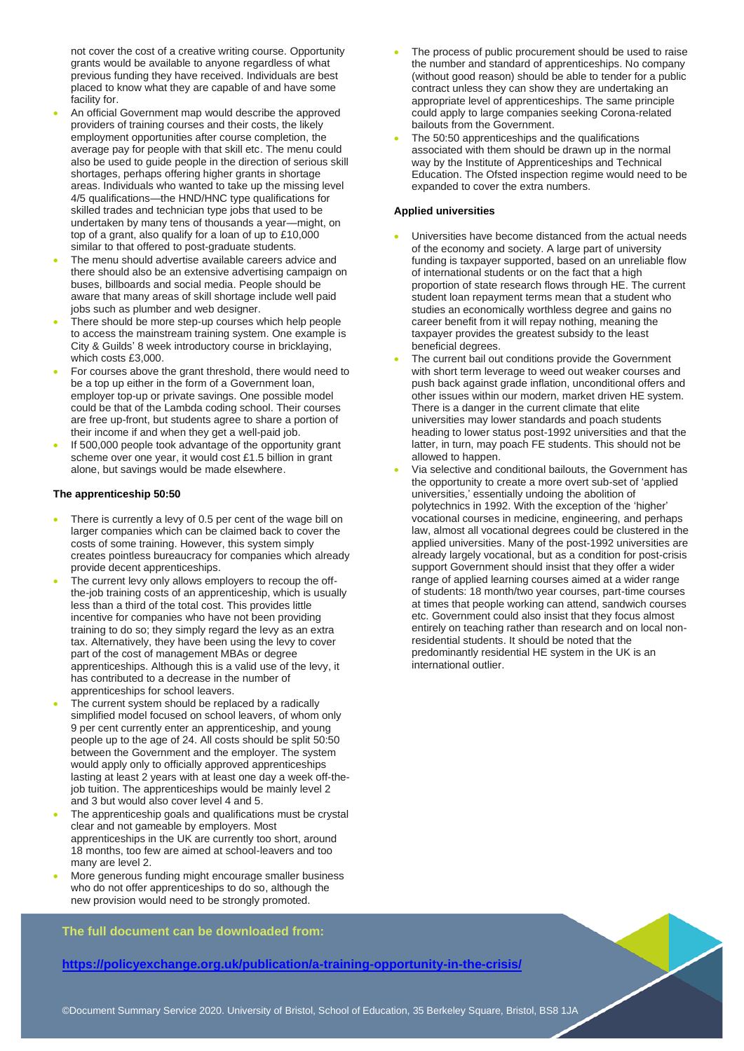not cover the cost of a creative writing course. Opportunity grants would be available to anyone regardless of what previous funding they have received. Individuals are best placed to know what they are capable of and have some facility for.

- An official Government map would describe the approved providers of training courses and their costs, the likely employment opportunities after course completion, the average pay for people with that skill etc. The menu could also be used to guide people in the direction of serious skill shortages, perhaps offering higher grants in shortage areas. Individuals who wanted to take up the missing level 4/5 qualifications—the HND/HNC type qualifications for skilled trades and technician type jobs that used to be undertaken by many tens of thousands a year—might, on top of a grant, also qualify for a loan of up to £10,000 similar to that offered to post-graduate students.
- The menu should advertise available careers advice and there should also be an extensive advertising campaign on buses, billboards and social media. People should be aware that many areas of skill shortage include well paid jobs such as plumber and web designer.
- There should be more step-up courses which help people to access the mainstream training system. One example is City & Guilds' 8 week introductory course in bricklaying, which costs £3,000.
- For courses above the grant threshold, there would need to be a top up either in the form of a Government loan, employer top-up or private savings. One possible model could be that of the Lambda coding school. Their courses are free up-front, but students agree to share a portion of their income if and when they get a well-paid job.
- If 500,000 people took advantage of the opportunity grant scheme over one year, it would cost £1.5 billion in grant alone, but savings would be made elsewhere.

### The apprenticeship 50:50

- There is currently a levy of 0.5 per cent of the wage bill on larger companies which can be claimed back to cover the costs of some training. However, this system simply creates pointless bureaucracy for companies which already provide decent apprenticeships.
- The current levy only allows employers to recoup the off-the-job training costs of an apprenticeship, which is usually less than a third of the total cost. This provides little incentive for companies who have not been providing training to do so; they simply regard the levy as an extra tax. Alternatively, they have been using the levy to cover part of the cost of management MBAs or degree apprenticeships. Although this is a valid use of the levy, it has contributed to a decrease in the number of apprenticeships for school leavers.
- The current system should be replaced by a radically simplified model focused on school leavers, of whom only 9 per cent currently enter an apprenticeship, and young people up to the age of 24. All costs should be split 50:50 between the Government and the employer. The system would apply only to officially approved apprenticeships lasting at least 2 years with at least one day a week off-the-job tuition. The apprenticeships would be mainly level 2 and 3 but would also cover level 4 and 5.
- The apprenticeship goals and qualifications must be crystal clear and not gameable by employers. Most apprenticeships in the UK are currently too short, around 18 months, too few are aimed at school-leavers and too many are level 2.
- More generous funding might encourage smaller business who do not offer apprenticeships to do so, although the new provision would need to be strongly promoted.
- The process of public procurement should be used to raise the number and standard of apprenticeships. No company (without good reason) should be able to tender for a public contract unless they can show they are undertaking an appropriate level of apprenticeships. The same principle could apply to large companies seeking Corona-related bailouts from the Government.
- The 50:50 apprenticeships and the qualifications associated with them should be drawn up in the normal way by the Institute of Apprenticeships and Technical Education. The Ofsted inspection regime would need to be expanded to cover the extra numbers.

### Applied universities

- Universities have become distanced from the actual needs of the economy and society. A large part of university funding is taxpayer supported, based on an unreliable flow of international students or on the fact that a high proportion of state research flows through HE. The current student loan repayment terms mean that a student who studies an economically worthless degree and gains no career benefit from it will repay nothing, meaning the taxpayer provides the greatest subsidy to the least beneficial degrees.
- The current bail out conditions provide the Government with short term leverage to weed out weaker courses and push back against grade inflation, unconditional offers and other issues within our modern, market driven HE system. There is a danger in the current climate that elite universities may lower standards and poach students heading to lower status post-1992 universities and that the latter, in turn, may poach FE students. This should not be allowed to happen.
- Via selective and conditional bailouts, the Government has the opportunity to create a more overt sub-set of 'applied universities,' essentially undoing the abolition of polytechnics in 1992. With the exception of the 'higher' vocational courses in medicine, engineering, and perhaps law, almost all vocational degrees could be clustered in the applied universities. Many of the post-1992 universities are already largely vocational, but as a condition for post-crisis support Government should insist that they offer a wider range of applied learning courses aimed at a wider range of students: 18 month/two year courses, part-time courses at times that people working can attend, sandwich courses etc. Government could also insist that they focus almost entirely on teaching rather than research and on local non-residential students. It should be noted that the predominantly residential HE system in the UK is an international outlier.

**The full document can be downloaded from:**

https://policyexchange.org.uk/publication/a-training-opportunity-in-the-crisis/

©Document Summary Service 2020. University of Bristol, School of Education, 35 Berkeley Square, Bristol, BS8 1JA